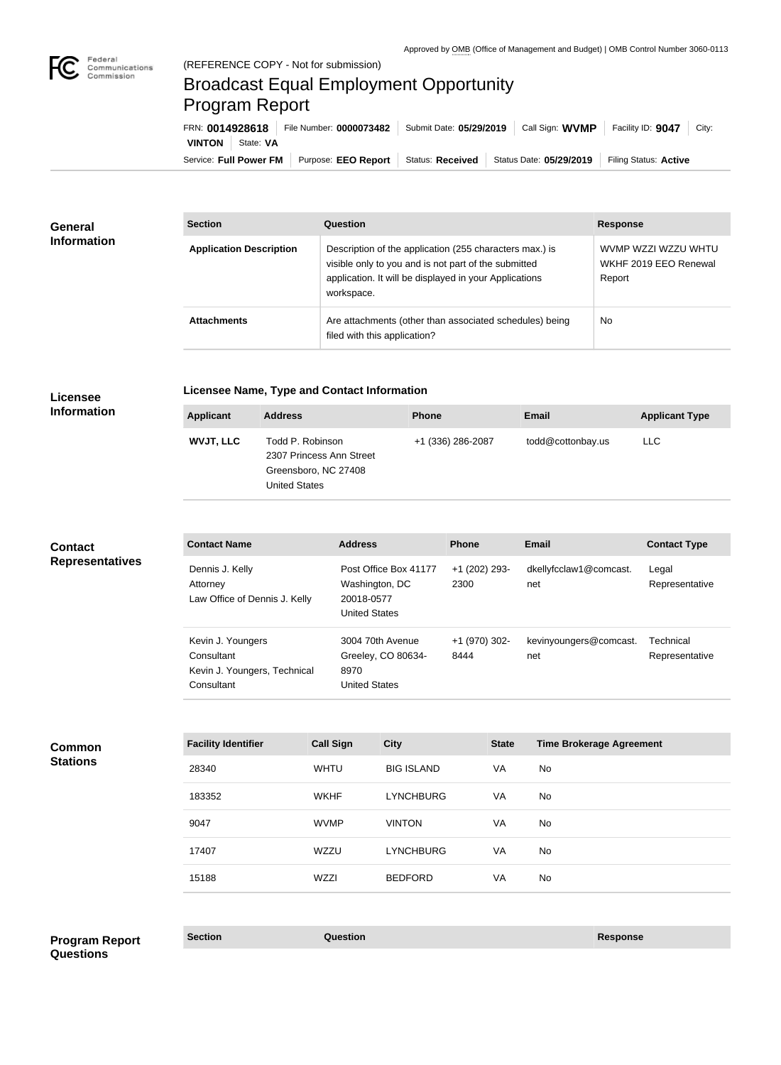Approved by OMB (Office of Management and Budget) | OMB Control Number 3060-0113

Federal Communications Commission

(REFERENCE COPY - Not for submission)

# Broadcast Equal Employment Opportunity Program Report

FRN: **0014928618** | File Number: **0000073482** | Submit Date: **05/29/2019** | Call Sign: **WVMP** | Facility ID: **9047** | City: **VINTON** | State: **VA**

Service: **Full Power FM** | Purpose: **EEO Report** | Status: **Received** | Status Date: **05/29/2019** | Filing Status: **Active**

## General Information

| Section | Question | Response |
|---|---|---|
| Application Description | Description of the application (255 characters max.) is visible only to you and is not part of the submitted application. It will be displayed in your Applications workspace. | WVMP WZZI WZZU WHTU WKHF 2019 EEO Renewal Report |
| Attachments | Are attachments (other than associated schedules) being filed with this application? | No |

## Licensee Information

### Licensee Name, Type and Contact Information

| Applicant | Address | Phone | Email | Applicant Type |
|---|---|---|---|---|
| WVJT, LLC | Todd P. Robinson<br>2307 Princess Ann Street<br>Greensboro, NC 27408<br>United States | +1 (336) 286-2087 | todd@cottonbay.us | LLC |

## Contact Representatives

| Contact Name | Address | Phone | Email | Contact Type |
|---|---|---|---|---|
| Dennis J. Kelly<br>Attorney<br>Law Office of Dennis J. Kelly | Post Office Box 41177<br>Washington, DC 20018-0577<br>United States | +1 (202) 293-2300 | dkellyfcclaw1@comcast.net | Legal Representative |
| Kevin J. Youngers<br>Consultant<br>Kevin J. Youngers, Technical Consultant | 3004 70th Avenue<br>Greeley, CO 80634-8970<br>United States | +1 (970) 302-8444 | kevinyoungers@comcast.net | Technical Representative |

## Common Stations

| Facility Identifier | Call Sign | City | State | Time Brokerage Agreement |
|---|---|---|---|---|
| 28340 | WHTU | BIG ISLAND | VA | No |
| 183352 | WKHF | LYNCHBURG | VA | No |
| 9047 | WVMP | VINTON | VA | No |
| 17407 | WZZU | LYNCHBURG | VA | No |
| 15188 | WZZI | BEDFORD | VA | No |

## Program Report Questions

| Section | Question | Response |
|---|---|---|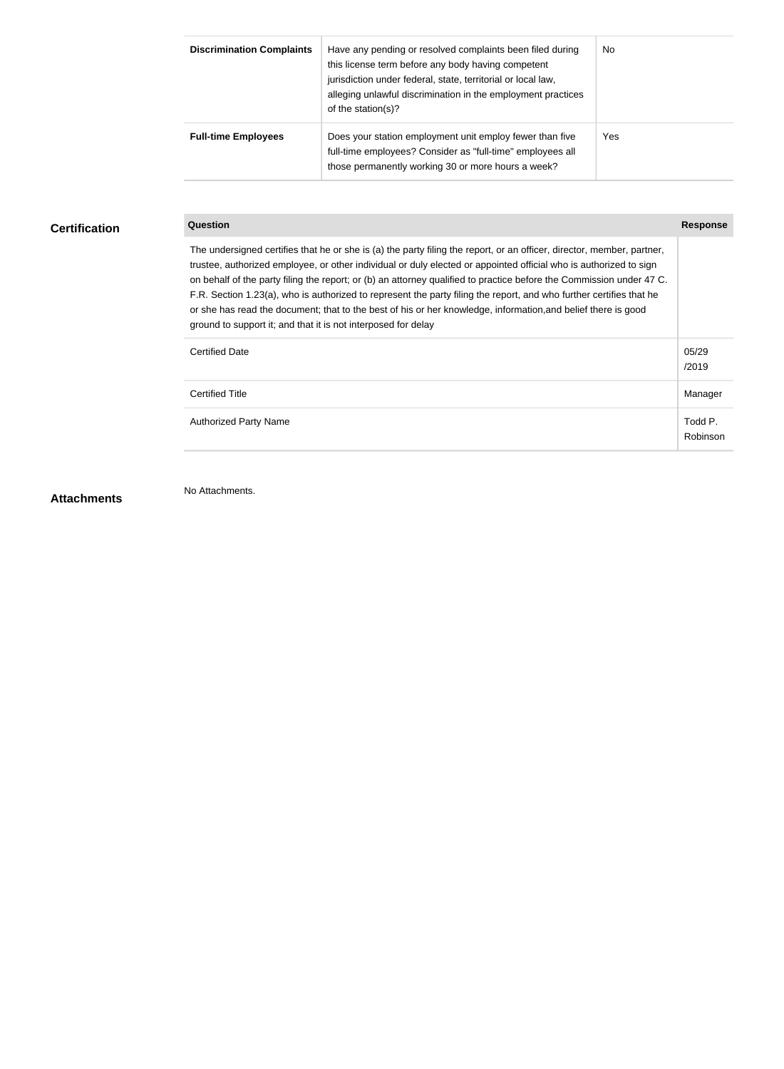| | | |
|---|---|---|
| **Discrimination Complaints** | Have any pending or resolved complaints been filed during this license term before any body having competent jurisdiction under federal, state, territorial or local law, alleging unlawful discrimination in the employment practices of the station(s)? | No |
| **Full-time Employees** | Does your station employment unit employ fewer than five full-time employees? Consider as "full-time" employees all those permanently working 30 or more hours a week? | Yes |

## Certification

| Question | Response |
|---|---|
| The undersigned certifies that he or she is (a) the party filing the report, or an officer, director, member, partner, trustee, authorized employee, or other individual or duly elected or appointed official who is authorized to sign on behalf of the party filing the report; or (b) an attorney qualified to practice before the Commission under 47 C.F.R. Section 1.23(a), who is authorized to represent the party filing the report, and who further certifies that he or she has read the document; that to the best of his or her knowledge, information,and belief there is good ground to support it; and that it is not interposed for delay | |
| Certified Date | 05/29/2019 |
| Certified Title | Manager |
| Authorized Party Name | Todd P. Robinson |

## Attachments

No Attachments.